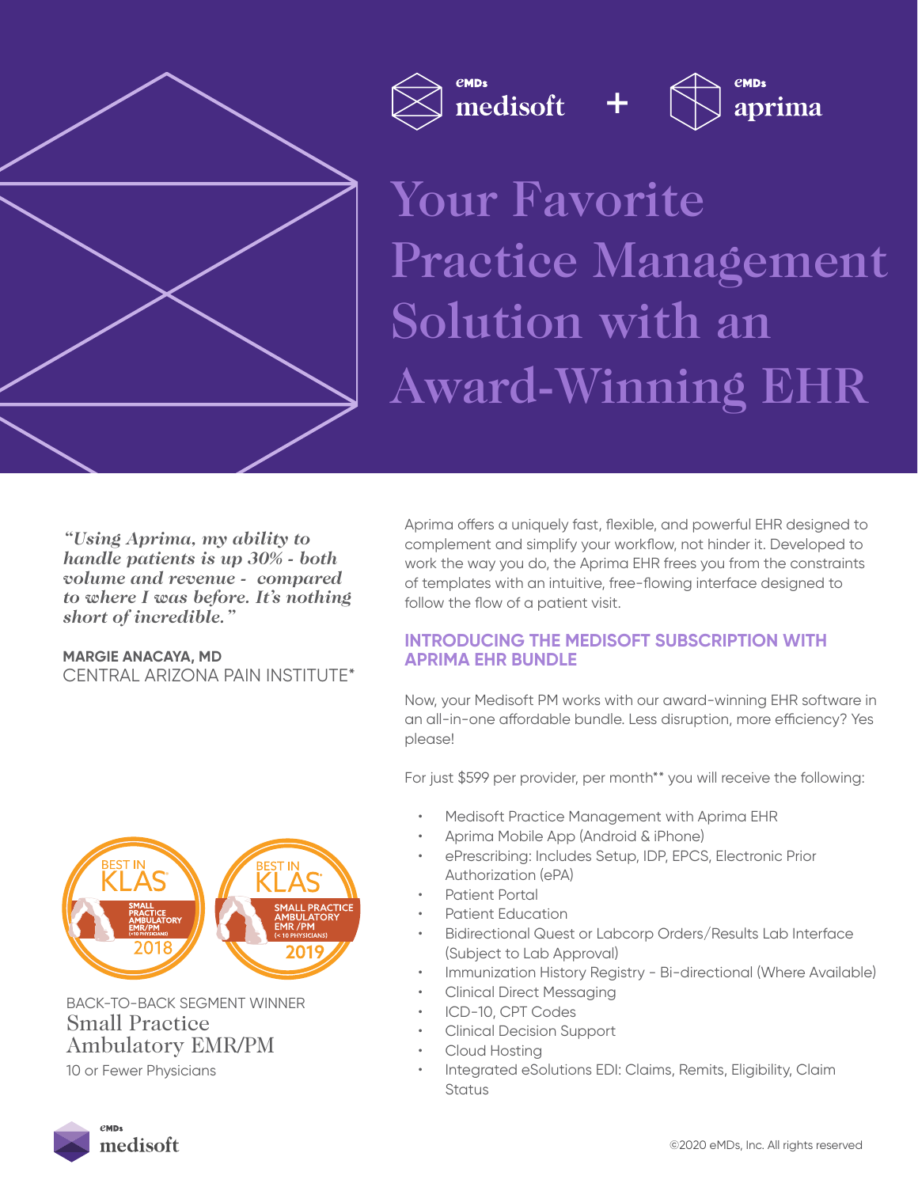eMDs medisoft + eMDs aprima

# Your Favorite Practice Management Solution with an Award-Winning EHR

*"Using Aprima, my ability to handle patients is up 30% - both volume and revenue - compared to where I was before. It's nothing short of incredible."*

**MARGIE ANACAYA, MD**
CENTRAL ARIZONA PAIN INSTITUTE*

BEST IN KLAS SMALL PRACTICE AMBULATORY EMR/PM (<10 PHYSICIANS) 2018

BEST IN KLAS SMALL PRACTICE AMBULATORY EMR /PM (< 10 PHYSICIANS) 2019

BACK-TO-BACK SEGMENT WINNER
Small Practice Ambulatory EMR/PM
10 or Fewer Physicians

Aprima offers a uniquely fast, flexible, and powerful EHR designed to complement and simplify your workflow, not hinder it. Developed to work the way you do, the Aprima EHR frees you from the constraints of templates with an intuitive, free-flowing interface designed to follow the flow of a patient visit.

## INTRODUCING THE MEDISOFT SUBSCRIPTION WITH APRIMA EHR BUNDLE

Now, your Medisoft PM works with our award-winning EHR software in an all-in-one affordable bundle. Less disruption, more efficiency? Yes please!

For just $599 per provider, per month** you will receive the following:

- Medisoft Practice Management with Aprima EHR
- Aprima Mobile App (Android & iPhone)
- ePrescribing: Includes Setup, IDP, EPCS, Electronic Prior Authorization (ePA)
- Patient Portal
- Patient Education
- Bidirectional Quest or Labcorp Orders/Results Lab Interface (Subject to Lab Approval)
- Immunization History Registry - Bi-directional (Where Available)
- Clinical Direct Messaging
- ICD-10, CPT Codes
- Clinical Decision Support
- Cloud Hosting
- Integrated eSolutions EDI: Claims, Remits, Eligibility, Claim Status

eMDs medisoft

©2020 eMDs, Inc. All rights reserved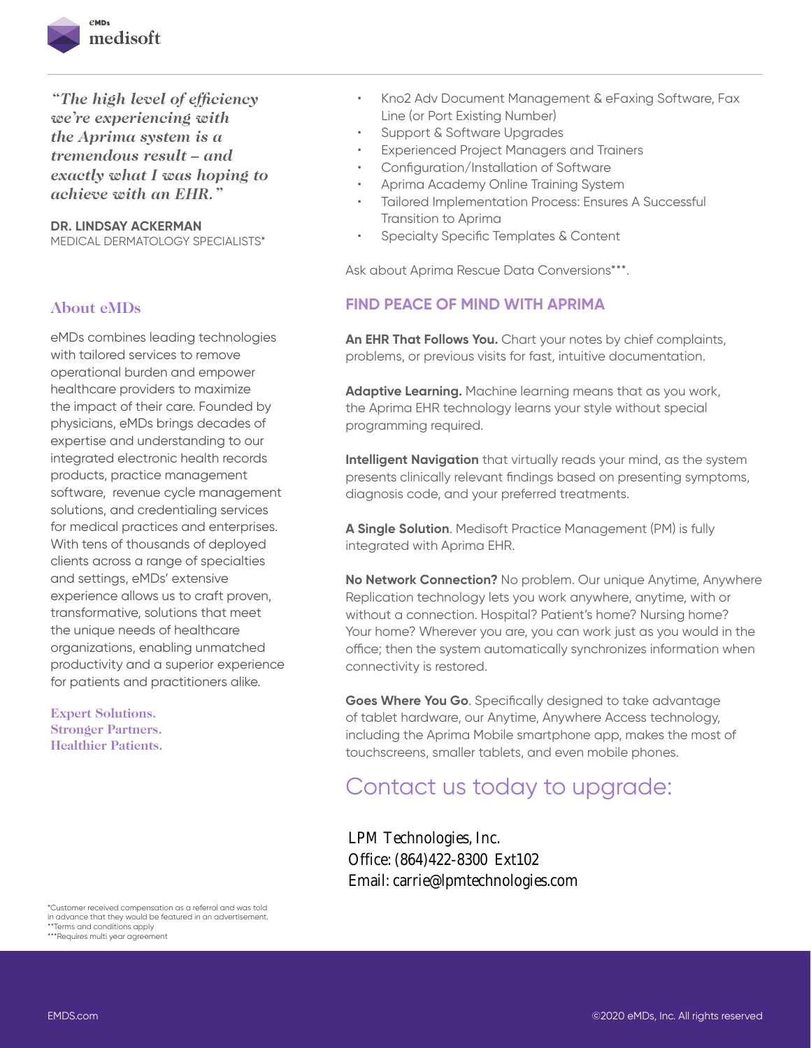*"The high level of efficiency we're experiencing with the Aprima system is a tremendous result – and exactly what I was hoping to achieve with an EHR."*

**DR. LINDSAY ACKERMAN**
MEDICAL DERMATOLOGY SPECIALISTS*

## About eMDs

eMDs combines leading technologies with tailored services to remove operational burden and empower healthcare providers to maximize the impact of their care. Founded by physicians, eMDs brings decades of expertise and understanding to our integrated electronic health records products, practice management software, revenue cycle management solutions, and credentialing services for medical practices and enterprises. With tens of thousands of deployed clients across a range of specialties and settings, eMDs' extensive experience allows us to craft proven, transformative, solutions that meet the unique needs of healthcare organizations, enabling unmatched productivity and a superior experience for patients and practitioners alike.

**Expert Solutions.**
**Stronger Partners.**
**Healthier Patients.**

- Kno2 Adv Document Management & eFaxing Software, Fax Line (or Port Existing Number)
- Support & Software Upgrades
- Experienced Project Managers and Trainers
- Configuration/Installation of Software
- Aprima Academy Online Training System
- Tailored Implementation Process: Ensures A Successful Transition to Aprima
- Specialty Specific Templates & Content

Ask about Aprima Rescue Data Conversions***.

## FIND PEACE OF MIND WITH APRIMA

**An EHR That Follows You.** Chart your notes by chief complaints, problems, or previous visits for fast, intuitive documentation.

**Adaptive Learning.** Machine learning means that as you work, the Aprima EHR technology learns your style without special programming required.

**Intelligent Navigation** that virtually reads your mind, as the system presents clinically relevant findings based on presenting symptoms, diagnosis code, and your preferred treatments.

**A Single Solution**. Medisoft Practice Management (PM) is fully integrated with Aprima EHR.

**No Network Connection?** No problem. Our unique Anytime, Anywhere Replication technology lets you work anywhere, anytime, with or without a connection. Hospital? Patient's home? Nursing home? Your home? Wherever you are, you can work just as you would in the office; then the system automatically synchronizes information when connectivity is restored.

**Goes Where You Go**. Specifically designed to take advantage of tablet hardware, our Anytime, Anywhere Access technology, including the Aprima Mobile smartphone app, makes the most of touchscreens, smaller tablets, and even mobile phones.

## Contact us today to upgrade:

LPM Technologies, Inc.
Office: (864)422-8300 Ext102
Email: carrie@lpmtechnologies.com

*Customer received compensation as a referral and was told in advance that they would be featured in an advertisement.
**Terms and conditions apply
***Requires multi year agreement

EMDS.com

©2020 eMDs, Inc. All rights reserved